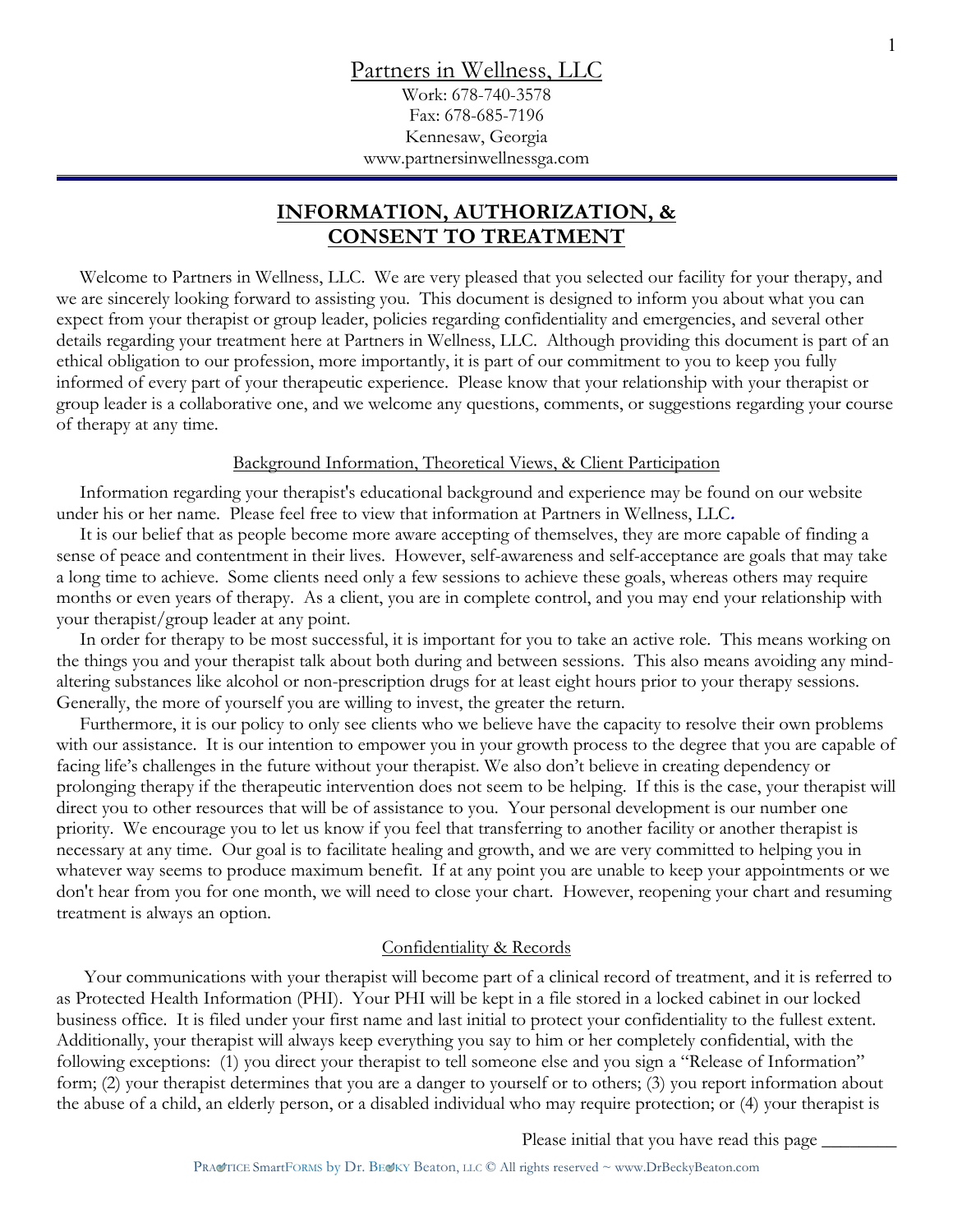# Partners in Wellness, LLC

Work: 678-740-3578
Fax: 678-685-7196
Kennesaw, Georgia
www.partnersinwellnessga.com

## INFORMATION, AUTHORIZATION, & CONSENT TO TREATMENT

Welcome to Partners in Wellness, LLC. We are very pleased that you selected our facility for your therapy, and we are sincerely looking forward to assisting you. This document is designed to inform you about what you can expect from your therapist or group leader, policies regarding confidentiality and emergencies, and several other details regarding your treatment here at Partners in Wellness, LLC. Although providing this document is part of an ethical obligation to our profession, more importantly, it is part of our commitment to you to keep you fully informed of every part of your therapeutic experience. Please know that your relationship with your therapist or group leader is a collaborative one, and we welcome any questions, comments, or suggestions regarding your course of therapy at any time.

### Background Information, Theoretical Views, & Client Participation

Information regarding your therapist's educational background and experience may be found on our website under his or her name. Please feel free to view that information at Partners in Wellness, LLC.

It is our belief that as people become more aware accepting of themselves, they are more capable of finding a sense of peace and contentment in their lives. However, self-awareness and self-acceptance are goals that may take a long time to achieve. Some clients need only a few sessions to achieve these goals, whereas others may require months or even years of therapy. As a client, you are in complete control, and you may end your relationship with your therapist/group leader at any point.

In order for therapy to be most successful, it is important for you to take an active role. This means working on the things you and your therapist talk about both during and between sessions. This also means avoiding any mind-altering substances like alcohol or non-prescription drugs for at least eight hours prior to your therapy sessions. Generally, the more of yourself you are willing to invest, the greater the return.

Furthermore, it is our policy to only see clients who we believe have the capacity to resolve their own problems with our assistance. It is our intention to empower you in your growth process to the degree that you are capable of facing life's challenges in the future without your therapist. We also don't believe in creating dependency or prolonging therapy if the therapeutic intervention does not seem to be helping. If this is the case, your therapist will direct you to other resources that will be of assistance to you. Your personal development is our number one priority. We encourage you to let us know if you feel that transferring to another facility or another therapist is necessary at any time. Our goal is to facilitate healing and growth, and we are very committed to helping you in whatever way seems to produce maximum benefit. If at any point you are unable to keep your appointments or we don't hear from you for one month, we will need to close your chart. However, reopening your chart and resuming treatment is always an option.

### Confidentiality & Records

Your communications with your therapist will become part of a clinical record of treatment, and it is referred to as Protected Health Information (PHI). Your PHI will be kept in a file stored in a locked cabinet in our locked business office. It is filed under your first name and last initial to protect your confidentiality to the fullest extent. Additionally, your therapist will always keep everything you say to him or her completely confidential, with the following exceptions: (1) you direct your therapist to tell someone else and you sign a "Release of Information" form; (2) your therapist determines that you are a danger to yourself or to others; (3) you report information about the abuse of a child, an elderly person, or a disabled individual who may require protection; or (4) your therapist is

Please initial that you have read this page ________

PRACTICE SmartFORMS by Dr. BECKY Beaton, LLC © All rights reserved ~ www.DrBeckyBeaton.com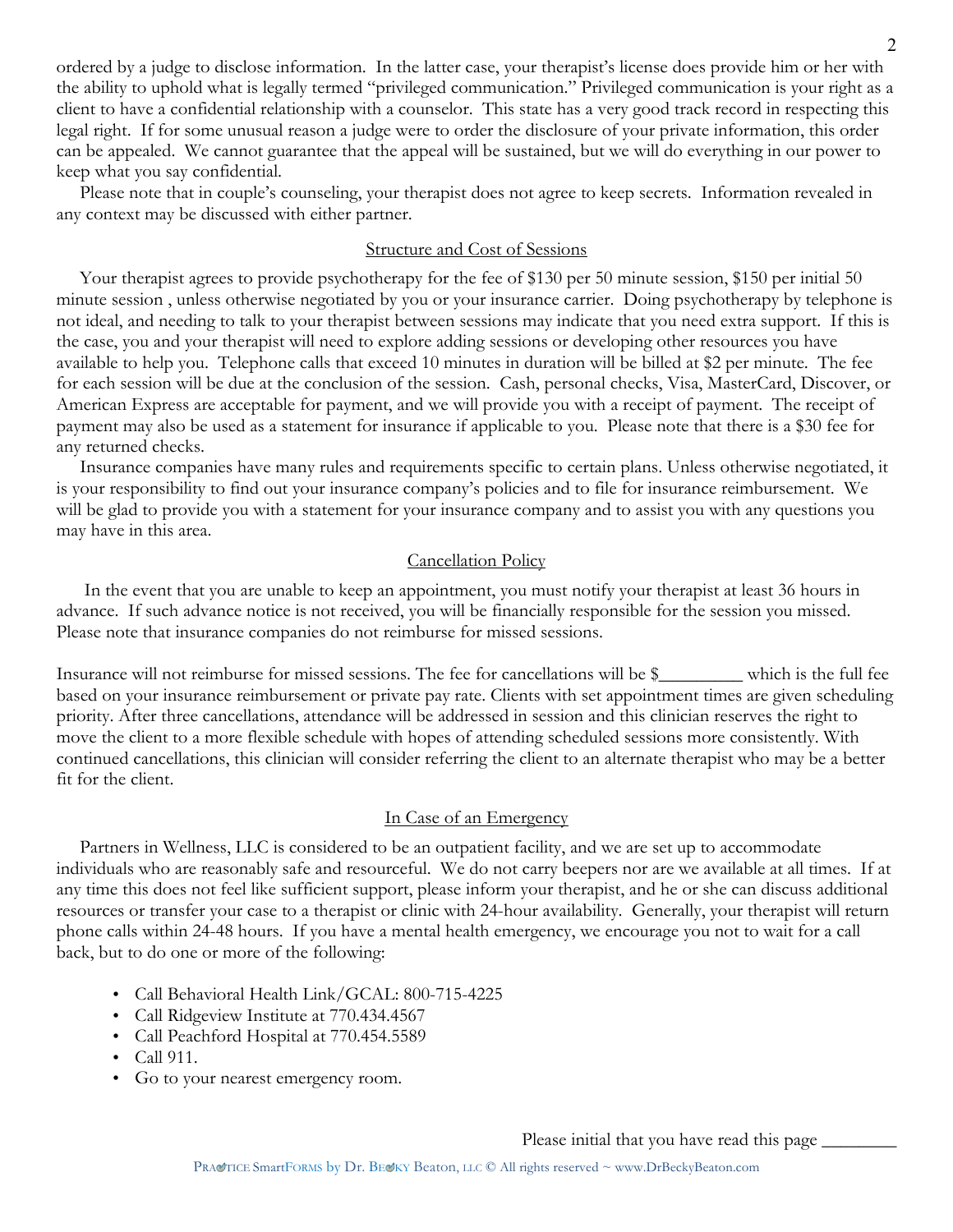ordered by a judge to disclose information. In the latter case, your therapist's license does provide him or her with the ability to uphold what is legally termed "privileged communication." Privileged communication is your right as a client to have a confidential relationship with a counselor. This state has a very good track record in respecting this legal right. If for some unusual reason a judge were to order the disclosure of your private information, this order can be appealed. We cannot guarantee that the appeal will be sustained, but we will do everything in our power to keep what you say confidential.

Please note that in couple's counseling, your therapist does not agree to keep secrets. Information revealed in any context may be discussed with either partner.

## Structure and Cost of Sessions

Your therapist agrees to provide psychotherapy for the fee of $130 per 50 minute session, $150 per initial 50 minute session , unless otherwise negotiated by you or your insurance carrier. Doing psychotherapy by telephone is not ideal, and needing to talk to your therapist between sessions may indicate that you need extra support. If this is the case, you and your therapist will need to explore adding sessions or developing other resources you have available to help you. Telephone calls that exceed 10 minutes in duration will be billed at $2 per minute. The fee for each session will be due at the conclusion of the session. Cash, personal checks, Visa, MasterCard, Discover, or American Express are acceptable for payment, and we will provide you with a receipt of payment. The receipt of payment may also be used as a statement for insurance if applicable to you. Please note that there is a $30 fee for any returned checks.

Insurance companies have many rules and requirements specific to certain plans. Unless otherwise negotiated, it is your responsibility to find out your insurance company's policies and to file for insurance reimbursement. We will be glad to provide you with a statement for your insurance company and to assist you with any questions you may have in this area.

## Cancellation Policy

In the event that you are unable to keep an appointment, you must notify your therapist at least 36 hours in advance. If such advance notice is not received, you will be financially responsible for the session you missed. Please note that insurance companies do not reimburse for missed sessions.

Insurance will not reimburse for missed sessions. The fee for cancellations will be $_________ which is the full fee based on your insurance reimbursement or private pay rate. Clients with set appointment times are given scheduling priority. After three cancellations, attendance will be addressed in session and this clinician reserves the right to move the client to a more flexible schedule with hopes of attending scheduled sessions more consistently. With continued cancellations, this clinician will consider referring the client to an alternate therapist who may be a better fit for the client.

## In Case of an Emergency

Partners in Wellness, LLC is considered to be an outpatient facility, and we are set up to accommodate individuals who are reasonably safe and resourceful. We do not carry beepers nor are we available at all times. If at any time this does not feel like sufficient support, please inform your therapist, and he or she can discuss additional resources or transfer your case to a therapist or clinic with 24-hour availability. Generally, your therapist will return phone calls within 24-48 hours. If you have a mental health emergency, we encourage you not to wait for a call back, but to do one or more of the following:

- Call Behavioral Health Link/GCAL: 800-715-4225
- Call Ridgeview Institute at 770.434.4567
- Call Peachford Hospital at 770.454.5589
- Call 911.
- Go to your nearest emergency room.

Please initial that you have read this page ________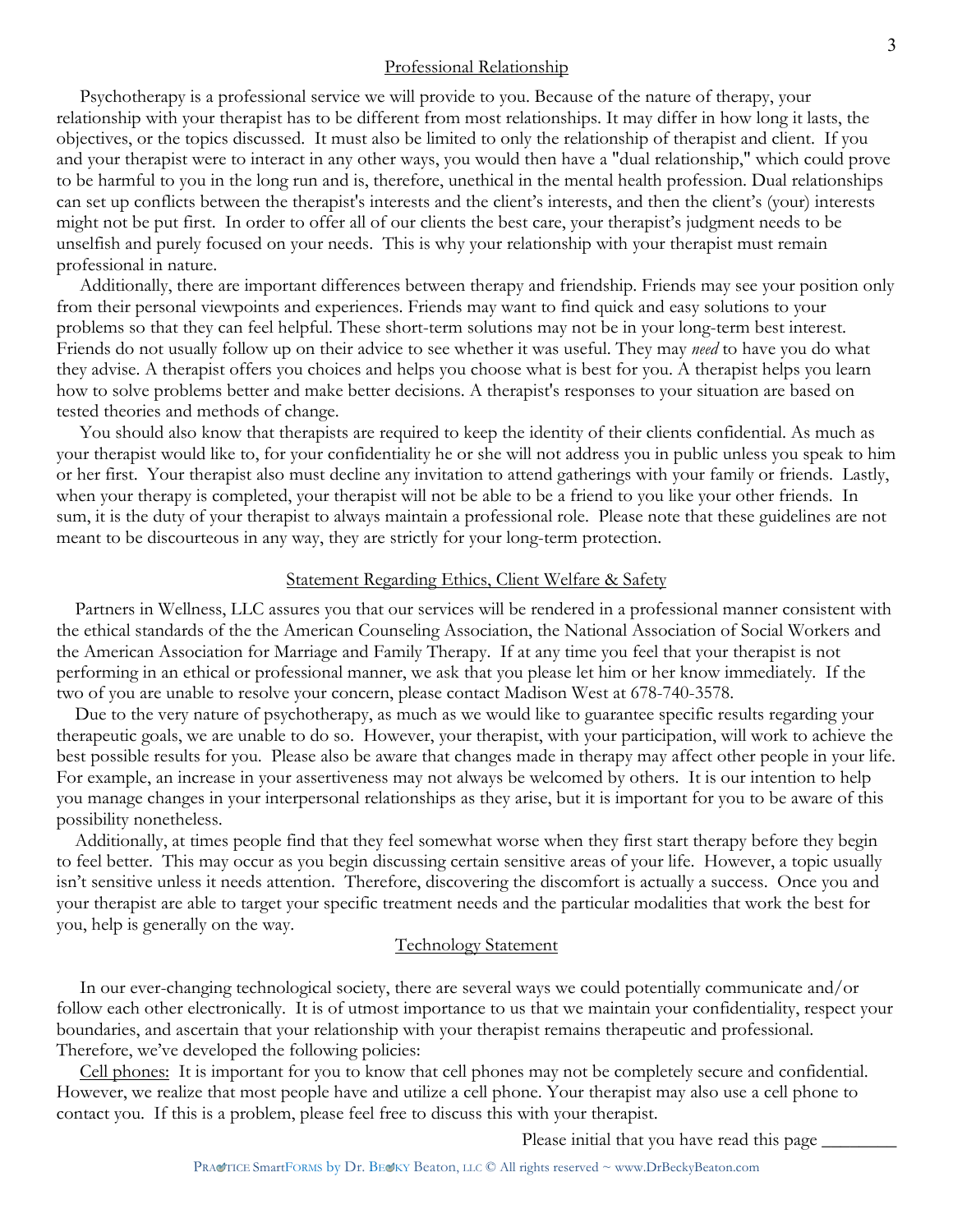## Professional Relationship

Psychotherapy is a professional service we will provide to you. Because of the nature of therapy, your relationship with your therapist has to be different from most relationships. It may differ in how long it lasts, the objectives, or the topics discussed. It must also be limited to only the relationship of therapist and client. If you and your therapist were to interact in any other ways, you would then have a "dual relationship," which could prove to be harmful to you in the long run and is, therefore, unethical in the mental health profession. Dual relationships can set up conflicts between the therapist's interests and the client's interests, and then the client's (your) interests might not be put first. In order to offer all of our clients the best care, your therapist's judgment needs to be unselfish and purely focused on your needs. This is why your relationship with your therapist must remain professional in nature.

Additionally, there are important differences between therapy and friendship. Friends may see your position only from their personal viewpoints and experiences. Friends may want to find quick and easy solutions to your problems so that they can feel helpful. These short-term solutions may not be in your long-term best interest. Friends do not usually follow up on their advice to see whether it was useful. They may *need* to have you do what they advise. A therapist offers you choices and helps you choose what is best for you. A therapist helps you learn how to solve problems better and make better decisions. A therapist's responses to your situation are based on tested theories and methods of change.

You should also know that therapists are required to keep the identity of their clients confidential. As much as your therapist would like to, for your confidentiality he or she will not address you in public unless you speak to him or her first. Your therapist also must decline any invitation to attend gatherings with your family or friends. Lastly, when your therapy is completed, your therapist will not be able to be a friend to you like your other friends. In sum, it is the duty of your therapist to always maintain a professional role. Please note that these guidelines are not meant to be discourteous in any way, they are strictly for your long-term protection.

## Statement Regarding Ethics, Client Welfare & Safety

Partners in Wellness, LLC assures you that our services will be rendered in a professional manner consistent with the ethical standards of the the American Counseling Association, the National Association of Social Workers and the American Association for Marriage and Family Therapy. If at any time you feel that your therapist is not performing in an ethical or professional manner, we ask that you please let him or her know immediately. If the two of you are unable to resolve your concern, please contact Madison West at 678-740-3578.

Due to the very nature of psychotherapy, as much as we would like to guarantee specific results regarding your therapeutic goals, we are unable to do so. However, your therapist, with your participation, will work to achieve the best possible results for you. Please also be aware that changes made in therapy may affect other people in your life. For example, an increase in your assertiveness may not always be welcomed by others. It is our intention to help you manage changes in your interpersonal relationships as they arise, but it is important for you to be aware of this possibility nonetheless.

Additionally, at times people find that they feel somewhat worse when they first start therapy before they begin to feel better. This may occur as you begin discussing certain sensitive areas of your life. However, a topic usually isn't sensitive unless it needs attention. Therefore, discovering the discomfort is actually a success. Once you and your therapist are able to target your specific treatment needs and the particular modalities that work the best for you, help is generally on the way.

## Technology Statement

In our ever-changing technological society, there are several ways we could potentially communicate and/or follow each other electronically. It is of utmost importance to us that we maintain your confidentiality, respect your boundaries, and ascertain that your relationship with your therapist remains therapeutic and professional. Therefore, we've developed the following policies:

Cell phones: It is important for you to know that cell phones may not be completely secure and confidential. However, we realize that most people have and utilize a cell phone. Your therapist may also use a cell phone to contact you. If this is a problem, please feel free to discuss this with your therapist.

Please initial that you have read this page ________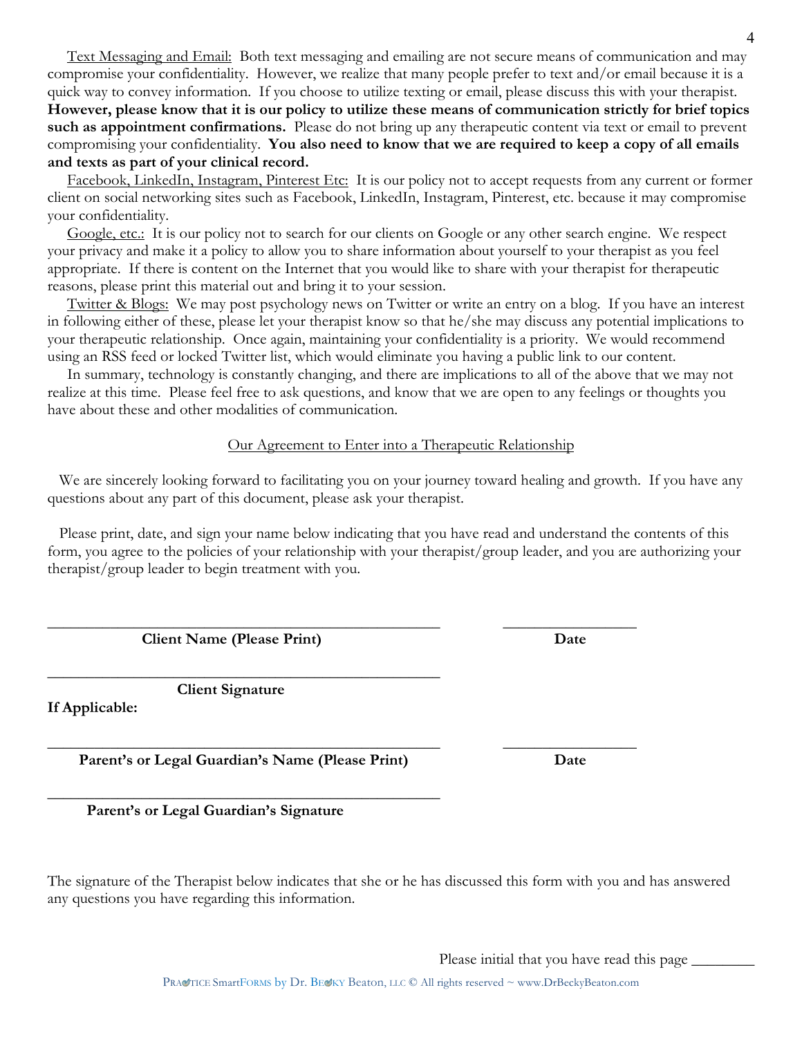<u>Text Messaging and Email:</u> Both text messaging and emailing are not secure means of communication and may compromise your confidentiality. However, we realize that many people prefer to text and/or email because it is a quick way to convey information. If you choose to utilize texting or email, please discuss this with your therapist. **However, please know that it is our policy to utilize these means of communication strictly for brief topics such as appointment confirmations.** Please do not bring up any therapeutic content via text or email to prevent compromising your confidentiality. **You also need to know that we are required to keep a copy of all emails and texts as part of your clinical record.**

<u>Facebook, LinkedIn, Instagram, Pinterest Etc:</u> It is our policy not to accept requests from any current or former client on social networking sites such as Facebook, LinkedIn, Instagram, Pinterest, etc. because it may compromise your confidentiality.

<u>Google, etc.:</u> It is our policy not to search for our clients on Google or any other search engine. We respect your privacy and make it a policy to allow you to share information about yourself to your therapist as you feel appropriate. If there is content on the Internet that you would like to share with your therapist for therapeutic reasons, please print this material out and bring it to your session.

<u>Twitter & Blogs:</u> We may post psychology news on Twitter or write an entry on a blog. If you have an interest in following either of these, please let your therapist know so that he/she may discuss any potential implications to your therapeutic relationship. Once again, maintaining your confidentiality is a priority. We would recommend using an RSS feed or locked Twitter list, which would eliminate you having a public link to our content.

In summary, technology is constantly changing, and there are implications to all of the above that we may not realize at this time. Please feel free to ask questions, and know that we are open to any feelings or thoughts you have about these and other modalities of communication.

<u>Our Agreement to Enter into a Therapeutic Relationship</u>

We are sincerely looking forward to facilitating you on your journey toward healing and growth. If you have any questions about any part of this document, please ask your therapist.

Please print, date, and sign your name below indicating that you have read and understand the contents of this form, you agree to the policies of your relationship with your therapist/group leader, and you are authorizing your therapist/group leader to begin treatment with you.

\_\_\_\_\_\_\_\_\_\_\_\_\_\_\_\_\_\_\_\_\_\_\_\_\_\_\_\_\_\_\_\_\_\_\_\_\_\_\_\_\_\_\_\_ \_\_\_\_\_\_\_\_\_\_\_\_\_\_\_\_

**Client Name (Please Print)** **Date**

\_\_\_\_\_\_\_\_\_\_\_\_\_\_\_\_\_\_\_\_\_\_\_\_\_\_\_\_\_\_\_\_\_\_\_\_\_\_\_\_\_\_\_\_

**Client Signature**

**If Applicable:**

\_\_\_\_\_\_\_\_\_\_\_\_\_\_\_\_\_\_\_\_\_\_\_\_\_\_\_\_\_\_\_\_\_\_\_\_\_\_\_\_\_\_\_\_ \_\_\_\_\_\_\_\_\_\_\_\_\_\_\_\_

**Parent's or Legal Guardian's Name (Please Print)** **Date**

\_\_\_\_\_\_\_\_\_\_\_\_\_\_\_\_\_\_\_\_\_\_\_\_\_\_\_\_\_\_\_\_\_\_\_\_\_\_\_\_\_\_\_\_

**Parent's or Legal Guardian's Signature**

The signature of the Therapist below indicates that she or he has discussed this form with you and has answered any questions you have regarding this information.

Please initial that you have read this page \_\_\_\_\_\_\_\_

PRACTICE SmartFORMS by Dr. BECKY Beaton, LLC © All rights reserved ~ www.DrBeckyBeaton.com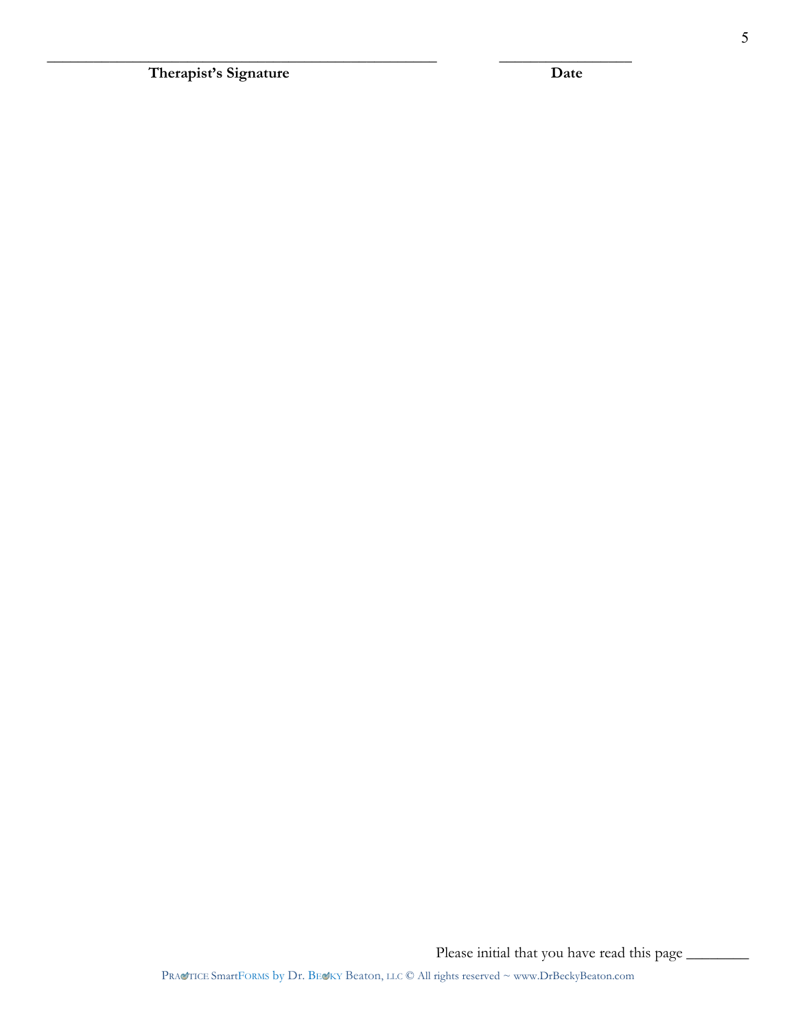_______________________________________________ _______________

**Therapist's Signature** **Date**

Please initial that you have read this page ________

PRACTICE SmartFORMS by Dr. BECKY Beaton, LLC © All rights reserved ~ www.DrBeckyBeaton.com